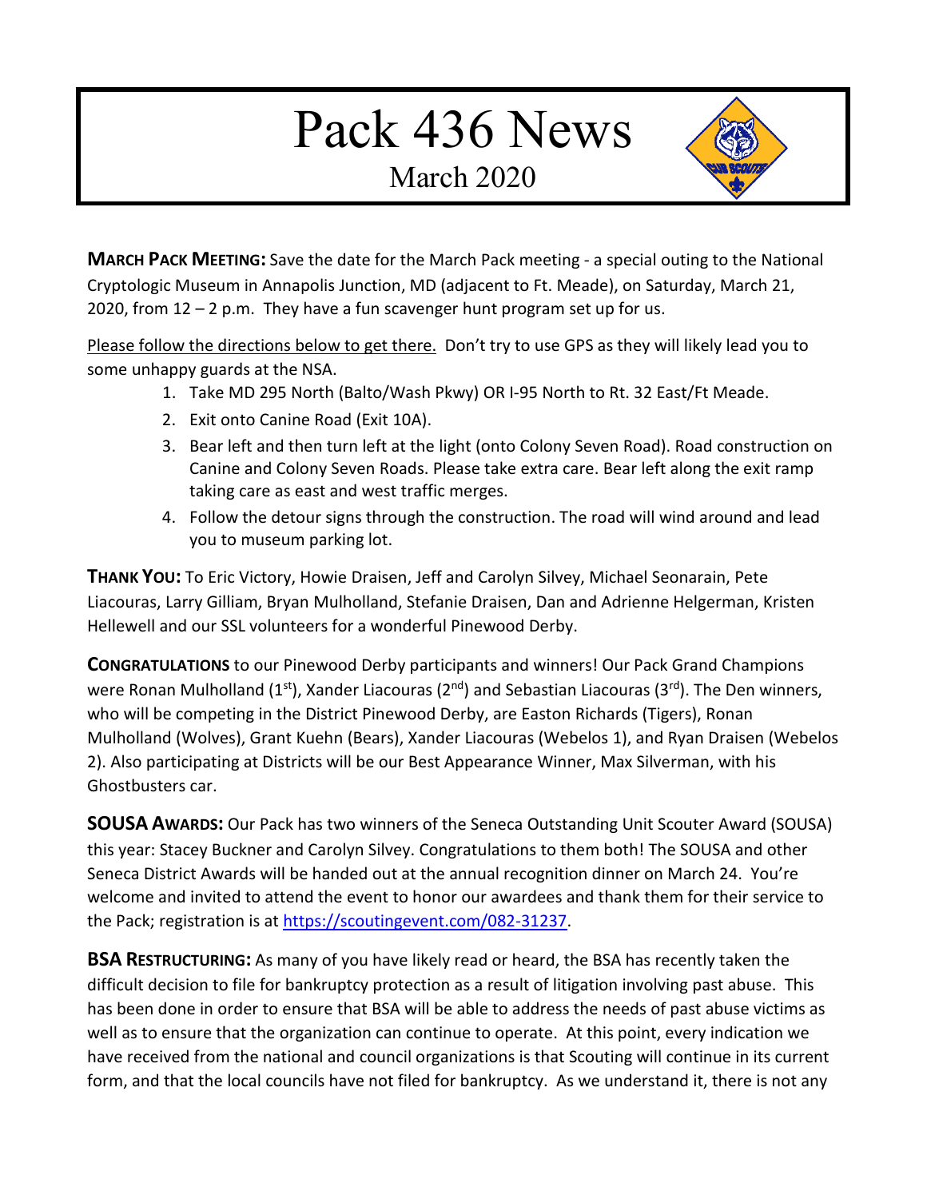# Pack 436 News

## March 2020

**MARCH PACK MEETING:** Save the date for the March Pack meeting - a special outing to the National Cryptologic Museum in Annapolis Junction, MD (adjacent to Ft. Meade), on Saturday, March 21, 2020, from 12 – 2 p.m. They have a fun scavenger hunt program set up for us.

Please follow the directions below to get there. Don't try to use GPS as they will likely lead you to some unhappy guards at the NSA.

1. Take MD 295 North (Balto/Wash Pkwy) OR I-95 North to Rt. 32 East/Ft Meade.
2. Exit onto Canine Road (Exit 10A).
3. Bear left and then turn left at the light (onto Colony Seven Road). Road construction on Canine and Colony Seven Roads. Please take extra care. Bear left along the exit ramp taking care as east and west traffic merges.
4. Follow the detour signs through the construction. The road will wind around and lead you to museum parking lot.

**THANK YOU:** To Eric Victory, Howie Draisen, Jeff and Carolyn Silvey, Michael Seonarain, Pete Liacouras, Larry Gilliam, Bryan Mulholland, Stefanie Draisen, Dan and Adrienne Helgerman, Kristen Hellewell and our SSL volunteers for a wonderful Pinewood Derby.

**CONGRATULATIONS** to our Pinewood Derby participants and winners! Our Pack Grand Champions were Ronan Mulholland (1st), Xander Liacouras (2nd) and Sebastian Liacouras (3rd). The Den winners, who will be competing in the District Pinewood Derby, are Easton Richards (Tigers), Ronan Mulholland (Wolves), Grant Kuehn (Bears), Xander Liacouras (Webelos 1), and Ryan Draisen (Webelos 2). Also participating at Districts will be our Best Appearance Winner, Max Silverman, with his Ghostbusters car.

**SOUSA AWARDS:** Our Pack has two winners of the Seneca Outstanding Unit Scouter Award (SOUSA) this year: Stacey Buckner and Carolyn Silvey. Congratulations to them both! The SOUSA and other Seneca District Awards will be handed out at the annual recognition dinner on March 24. You're welcome and invited to attend the event to honor our awardees and thank them for their service to the Pack; registration is at https://scoutingevent.com/082-31237.

**BSA RESTRUCTURING:** As many of you have likely read or heard, the BSA has recently taken the difficult decision to file for bankruptcy protection as a result of litigation involving past abuse. This has been done in order to ensure that BSA will be able to address the needs of past abuse victims as well as to ensure that the organization can continue to operate. At this point, every indication we have received from the national and council organizations is that Scouting will continue in its current form, and that the local councils have not filed for bankruptcy. As we understand it, there is not any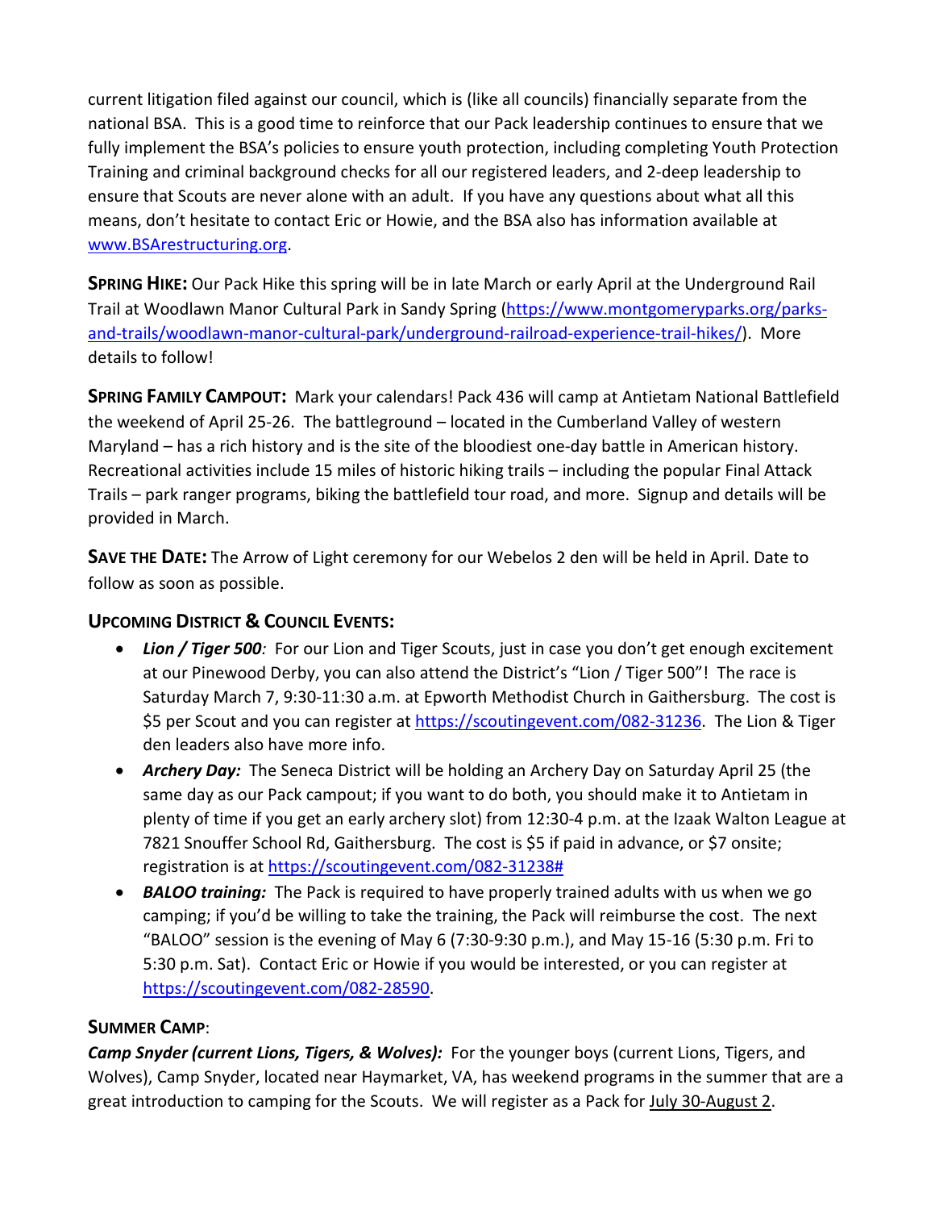current litigation filed against our council, which is (like all councils) financially separate from the national BSA. This is a good time to reinforce that our Pack leadership continues to ensure that we fully implement the BSA's policies to ensure youth protection, including completing Youth Protection Training and criminal background checks for all our registered leaders, and 2-deep leadership to ensure that Scouts are never alone with an adult. If you have any questions about what all this means, don't hesitate to contact Eric or Howie, and the BSA also has information available at [www.BSArestructuring.org](www.BSArestructuring.org).

**SPRING HIKE:** Our Pack Hike this spring will be in late March or early April at the Underground Rail Trail at Woodlawn Manor Cultural Park in Sandy Spring ([https://www.montgomeryparks.org/parks-and-trails/woodlawn-manor-cultural-park/underground-railroad-experience-trail-hikes/](https://www.montgomeryparks.org/parks-and-trails/woodlawn-manor-cultural-park/underground-railroad-experience-trail-hikes/)). More details to follow!

**SPRING FAMILY CAMPOUT:** Mark your calendars! Pack 436 will camp at Antietam National Battlefield the weekend of April 25-26. The battleground – located in the Cumberland Valley of western Maryland – has a rich history and is the site of the bloodiest one-day battle in American history. Recreational activities include 15 miles of historic hiking trails – including the popular Final Attack Trails – park ranger programs, biking the battlefield tour road, and more. Signup and details will be provided in March.

**SAVE THE DATE:** The Arrow of Light ceremony for our Webelos 2 den will be held in April. Date to follow as soon as possible.

## UPCOMING DISTRICT & COUNCIL EVENTS:

- ***Lion / Tiger 500**:* For our Lion and Tiger Scouts, just in case you don't get enough excitement at our Pinewood Derby, you can also attend the District's "Lion / Tiger 500"! The race is Saturday March 7, 9:30-11:30 a.m. at Epworth Methodist Church in Gaithersburg. The cost is $5 per Scout and you can register at [https://scoutingevent.com/082-31236](https://scoutingevent.com/082-31236). The Lion & Tiger den leaders also have more info.
- ***Archery Day:*** The Seneca District will be holding an Archery Day on Saturday April 25 (the same day as our Pack campout; if you want to do both, you should make it to Antietam in plenty of time if you get an early archery slot) from 12:30-4 p.m. at the Izaak Walton League at 7821 Snouffer School Rd, Gaithersburg. The cost is $5 if paid in advance, or $7 onsite; registration is at [https://scoutingevent.com/082-31238#](https://scoutingevent.com/082-31238#)
- ***BALOO training:*** The Pack is required to have properly trained adults with us when we go camping; if you'd be willing to take the training, the Pack will reimburse the cost. The next "BALOO" session is the evening of May 6 (7:30-9:30 p.m.), and May 15-16 (5:30 p.m. Fri to 5:30 p.m. Sat). Contact Eric or Howie if you would be interested, or you can register at [https://scoutingevent.com/082-28590](https://scoutingevent.com/082-28590).

## SUMMER CAMP:

***Camp Snyder (current Lions, Tigers, & Wolves):*** For the younger boys (current Lions, Tigers, and Wolves), Camp Snyder, located near Haymarket, VA, has weekend programs in the summer that are a great introduction to camping for the Scouts. We will register as a Pack for <u>July 30-August 2</u>.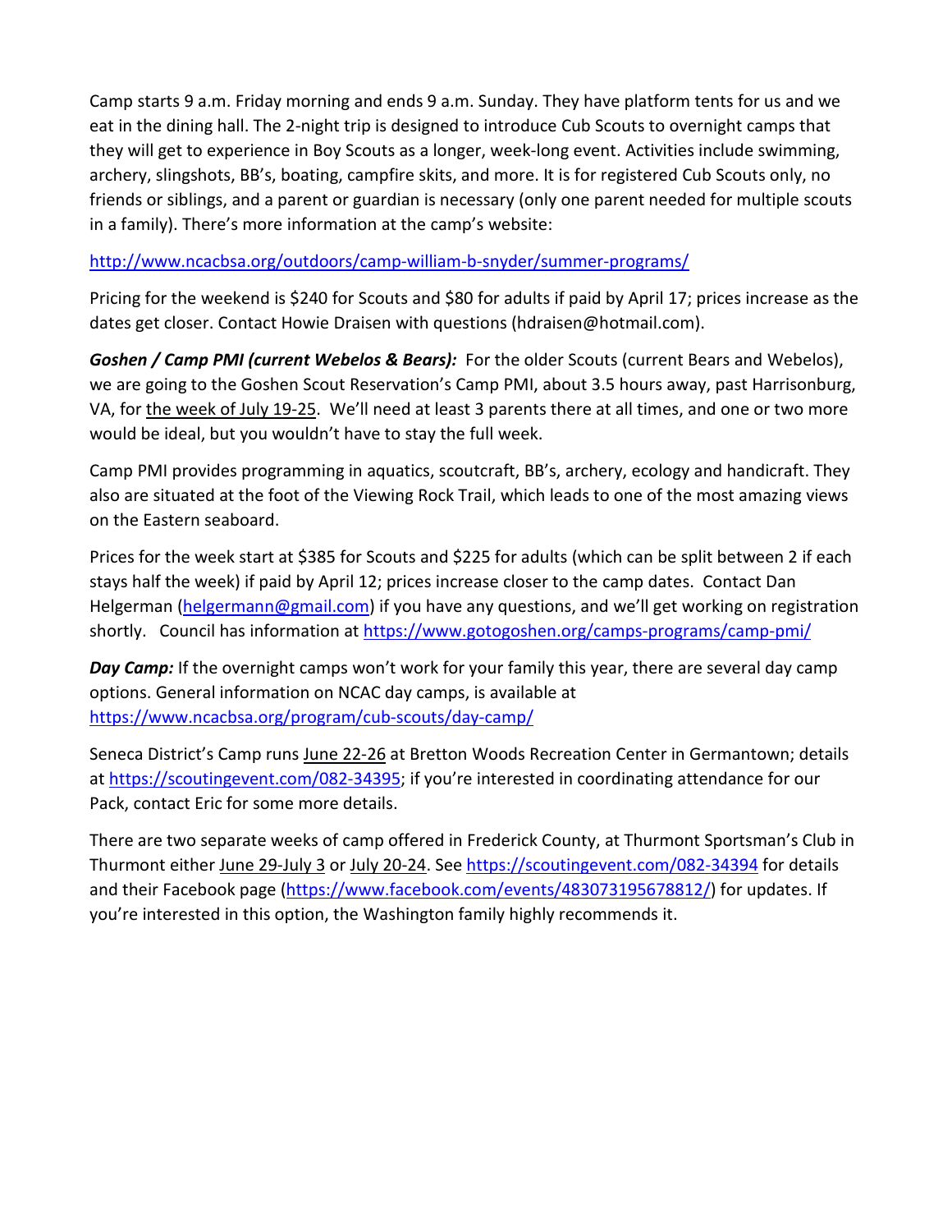Camp starts 9 a.m. Friday morning and ends 9 a.m. Sunday. They have platform tents for us and we eat in the dining hall. The 2-night trip is designed to introduce Cub Scouts to overnight camps that they will get to experience in Boy Scouts as a longer, week-long event. Activities include swimming, archery, slingshots, BB's, boating, campfire skits, and more. It is for registered Cub Scouts only, no friends or siblings, and a parent or guardian is necessary (only one parent needed for multiple scouts in a family). There's more information at the camp's website:

http://www.ncacbsa.org/outdoors/camp-william-b-snyder/summer-programs/

Pricing for the weekend is $240 for Scouts and $80 for adults if paid by April 17; prices increase as the dates get closer. Contact Howie Draisen with questions (hdraisen@hotmail.com).

***Goshen / Camp PMI (current Webelos & Bears):*** For the older Scouts (current Bears and Webelos), we are going to the Goshen Scout Reservation's Camp PMI, about 3.5 hours away, past Harrisonburg, VA, for the week of July 19-25. We'll need at least 3 parents there at all times, and one or two more would be ideal, but you wouldn't have to stay the full week.

Camp PMI provides programming in aquatics, scoutcraft, BB's, archery, ecology and handicraft. They also are situated at the foot of the Viewing Rock Trail, which leads to one of the most amazing views on the Eastern seaboard.

Prices for the week start at $385 for Scouts and $225 for adults (which can be split between 2 if each stays half the week) if paid by April 12; prices increase closer to the camp dates. Contact Dan Helgerman (helgermann@gmail.com) if you have any questions, and we'll get working on registration shortly. Council has information at https://www.gotogoshen.org/camps-programs/camp-pmi/

***Day Camp:*** If the overnight camps won't work for your family this year, there are several day camp options. General information on NCAC day camps, is available at https://www.ncacbsa.org/program/cub-scouts/day-camp/

Seneca District's Camp runs June 22-26 at Bretton Woods Recreation Center in Germantown; details at https://scoutingevent.com/082-34395; if you're interested in coordinating attendance for our Pack, contact Eric for some more details.

There are two separate weeks of camp offered in Frederick County, at Thurmont Sportsman's Club in Thurmont either June 29-July 3 or July 20-24. See https://scoutingevent.com/082-34394 for details and their Facebook page (https://www.facebook.com/events/483073195678812/) for updates. If you're interested in this option, the Washington family highly recommends it.